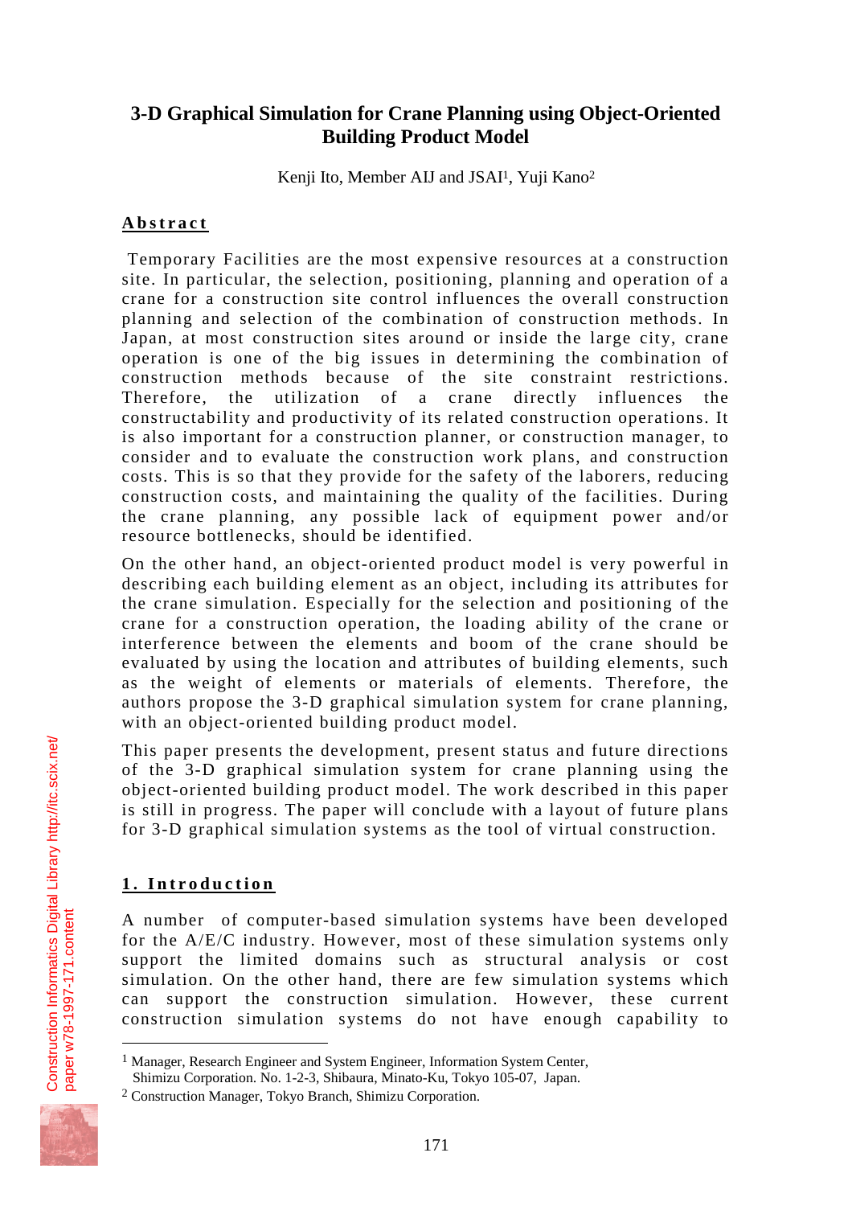# 3-D Graphical Simulation for Crane Planning using Object-Oriented Building Product Model

Kenji Ito, Member AIJ and JSAI[1], Yuji Kano[2]

## Abstract

Temporary Facilities are the most expensive resources at a construction site. In particular, the selection, positioning, planning and operation of a crane for a construction site control influences the overall construction planning and selection of the combination of construction methods. In Japan, at most construction sites around or inside the large city, crane operation is one of the big issues in determining the combination of construction methods because of the site constraint restrictions. Therefore, the utilization of a crane directly influences the constructability and productivity of its related construction operations. It is also important for a construction planner, or construction manager, to consider and to evaluate the construction work plans, and construction costs. This is so that they provide for the safety of the laborers, reducing construction costs, and maintaining the quality of the facilities. During the crane planning, any possible lack of equipment power and/or resource bottlenecks, should be identified.

On the other hand, an object-oriented product model is very powerful in describing each building element as an object, including its attributes for the crane simulation. Especially for the selection and positioning of the crane for a construction operation, the loading ability of the crane or interference between the elements and boom of the crane should be evaluated by using the location and attributes of building elements, such as the weight of elements or materials of elements. Therefore, the authors propose the 3-D graphical simulation system for crane planning, with an object-oriented building product model.

This paper presents the development, present status and future directions of the 3-D graphical simulation system for crane planning using the object-oriented building product model. The work described in this paper is still in progress. The paper will conclude with a layout of future plans for 3-D graphical simulation systems as the tool of virtual construction.

## 1. Introduction

A number of computer-based simulation systems have been developed for the A/E/C industry. However, most of these simulation systems only support the limited domains such as structural analysis or cost simulation. On the other hand, there are few simulation systems which can support the construction simulation. However, these current construction simulation systems do not have enough capability to

---

[1] Manager, Research Engineer and System Engineer, Information System Center, Shimizu Corporation. No. 1-2-3, Shibaura, Minato-Ku, Tokyo 105-07, Japan.

[2] Construction Manager, Tokyo Branch, Shimizu Corporation.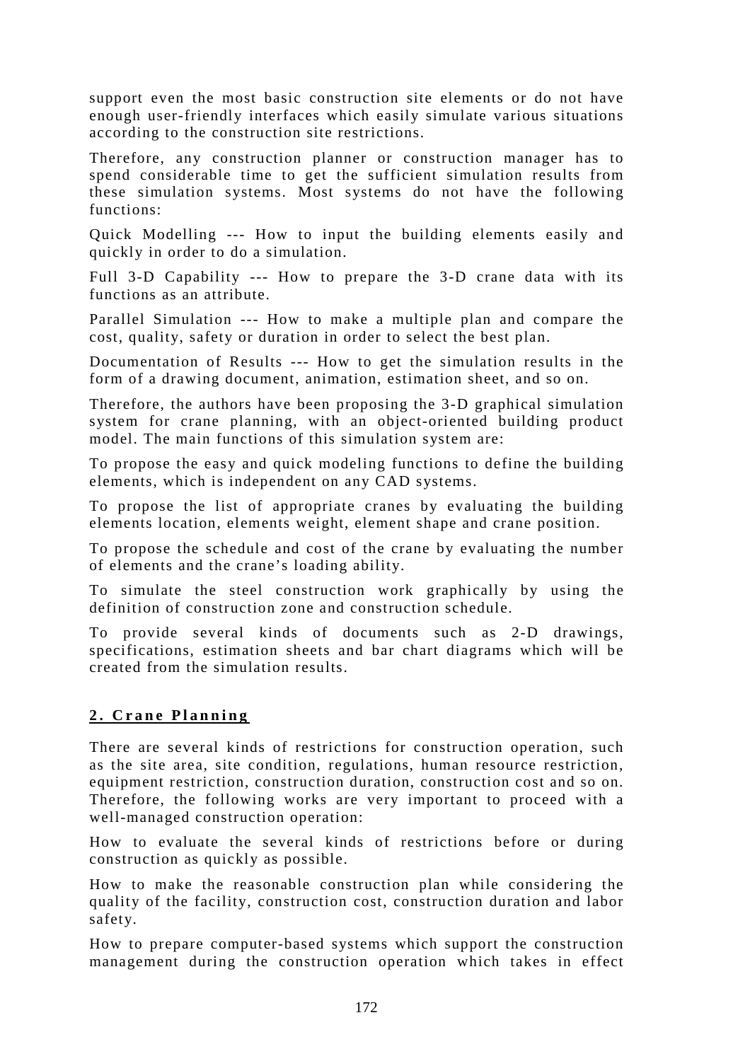support even the most basic construction site elements or do not have enough user-friendly interfaces which easily simulate various situations according to the construction site restrictions.

Therefore, any construction planner or construction manager has to spend considerable time to get the sufficient simulation results from these simulation systems. Most systems do not have the following functions:

Quick Modelling --- How to input the building elements easily and quickly in order to do a simulation.

Full 3-D Capability --- How to prepare the 3-D crane data with its functions as an attribute.

Parallel Simulation --- How to make a multiple plan and compare the cost, quality, safety or duration in order to select the best plan.

Documentation of Results --- How to get the simulation results in the form of a drawing document, animation, estimation sheet, and so on.

Therefore, the authors have been proposing the 3-D graphical simulation system for crane planning, with an object-oriented building product model. The main functions of this simulation system are:

To propose the easy and quick modeling functions to define the building elements, which is independent on any CAD systems.

To propose the list of appropriate cranes by evaluating the building elements location, elements weight, element shape and crane position.

To propose the schedule and cost of the crane by evaluating the number of elements and the crane's loading ability.

To simulate the steel construction work graphically by using the definition of construction zone and construction schedule.

To provide several kinds of documents such as 2-D drawings, specifications, estimation sheets and bar chart diagrams which will be created from the simulation results.

## 2. Crane Planning

There are several kinds of restrictions for construction operation, such as the site area, site condition, regulations, human resource restriction, equipment restriction, construction duration, construction cost and so on. Therefore, the following works are very important to proceed with a well-managed construction operation:

How to evaluate the several kinds of restrictions before or during construction as quickly as possible.

How to make the reasonable construction plan while considering the quality of the facility, construction cost, construction duration and labor safety.

How to prepare computer-based systems which support the construction management during the construction operation which takes in effect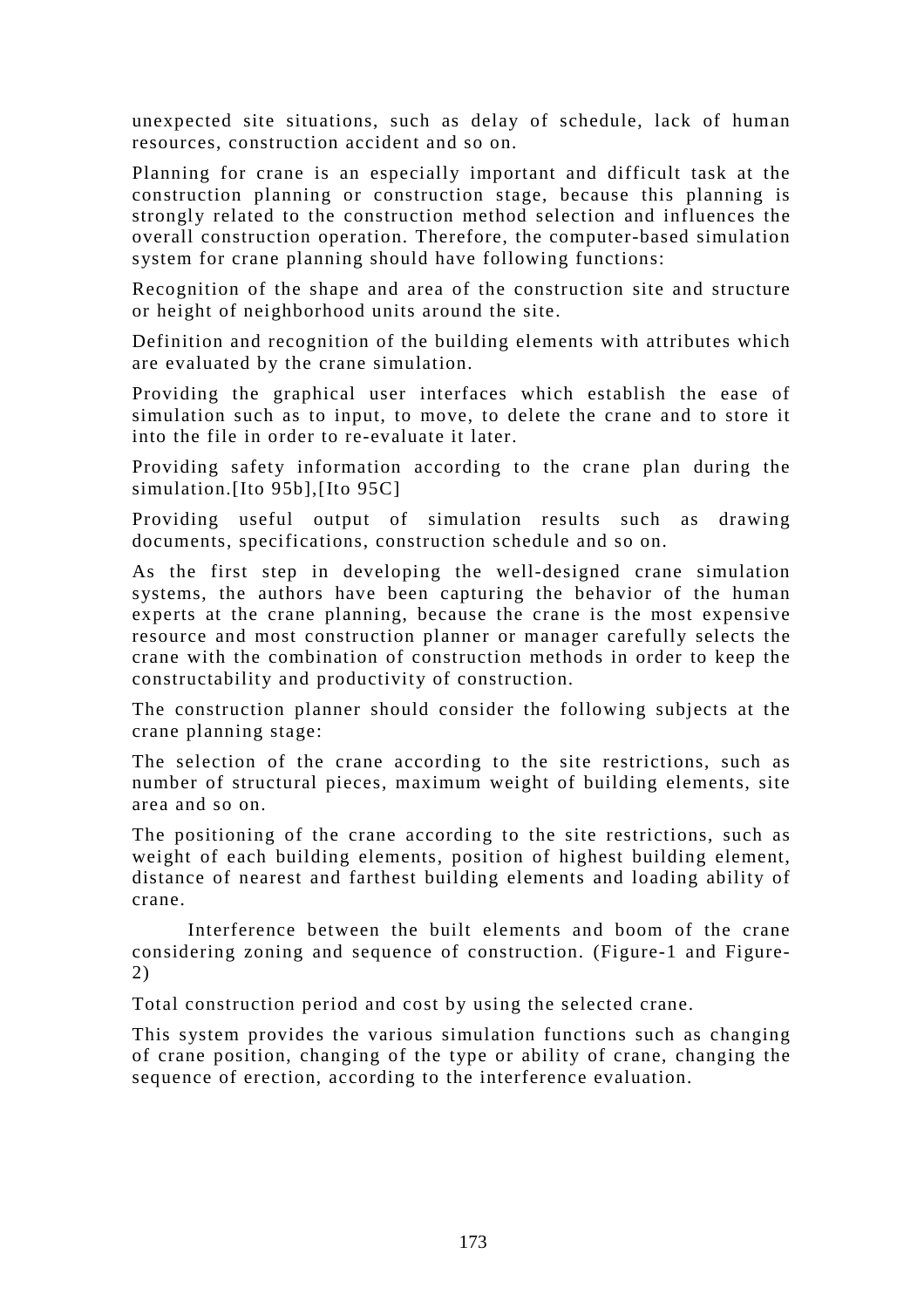unexpected site situations, such as delay of schedule, lack of human resources, construction accident and so on.

Planning for crane is an especially important and difficult task at the construction planning or construction stage, because this planning is strongly related to the construction method selection and influences the overall construction operation. Therefore, the computer-based simulation system for crane planning should have following functions:

Recognition of the shape and area of the construction site and structure or height of neighborhood units around the site.

Definition and recognition of the building elements with attributes which are evaluated by the crane simulation.

Providing the graphical user interfaces which establish the ease of simulation such as to input, to move, to delete the crane and to store it into the file in order to re-evaluate it later.

Providing safety information according to the crane plan during the simulation.[Ito 95b],[Ito 95C]

Providing useful output of simulation results such as drawing documents, specifications, construction schedule and so on.

As the first step in developing the well-designed crane simulation systems, the authors have been capturing the behavior of the human experts at the crane planning, because the crane is the most expensive resource and most construction planner or manager carefully selects the crane with the combination of construction methods in order to keep the constructability and productivity of construction.

The construction planner should consider the following subjects at the crane planning stage:

The selection of the crane according to the site restrictions, such as number of structural pieces, maximum weight of building elements, site area and so on.

The positioning of the crane according to the site restrictions, such as weight of each building elements, position of highest building element, distance of nearest and farthest building elements and loading ability of crane.

Interference between the built elements and boom of the crane considering zoning and sequence of construction. (Figure-1 and Figure-2)

Total construction period and cost by using the selected crane.

This system provides the various simulation functions such as changing of crane position, changing of the type or ability of crane, changing the sequence of erection, according to the interference evaluation.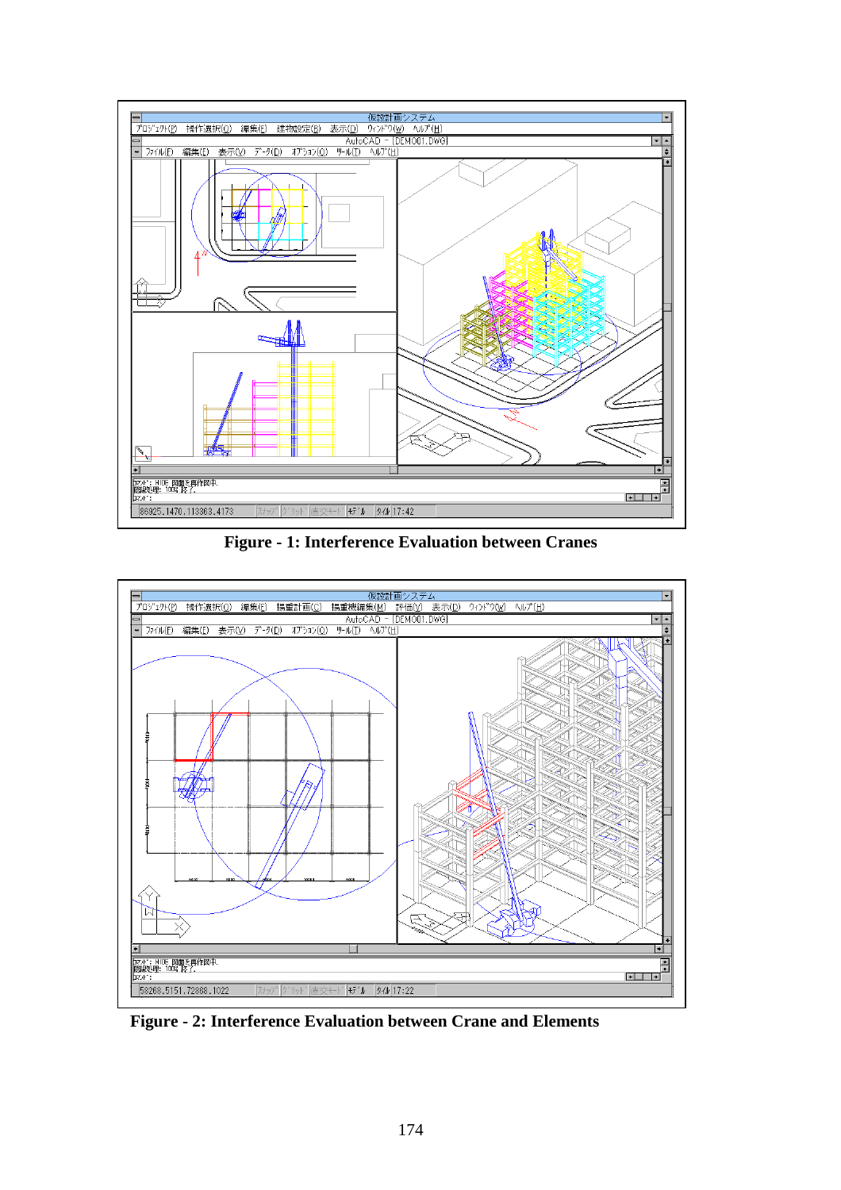Figure - 1: Interference Evaluation between Cranes

Figure - 2: Interference Evaluation between Crane and Elements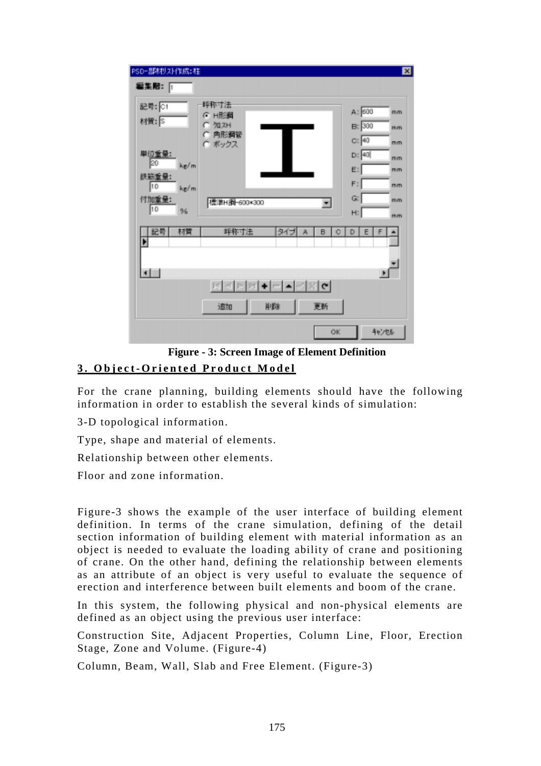Figure - 3: Screen Image of Element Definition

## 3. Object-Oriented Product Model

For the crane planning, building elements should have the following information in order to establish the several kinds of simulation:

3-D topological information.

Type, shape and material of elements.

Relationship between other elements.

Floor and zone information.

Figure-3 shows the example of the user interface of building element definition. In terms of the crane simulation, defining of the detail section information of building element with material information as an object is needed to evaluate the loading ability of crane and positioning of crane. On the other hand, defining the relationship between elements as an attribute of an object is very useful to evaluate the sequence of erection and interference between built elements and boom of the crane.

In this system, the following physical and non-physical elements are defined as an object using the previous user interface:

Construction Site, Adjacent Properties, Column Line, Floor, Erection Stage, Zone and Volume. (Figure-4)

Column, Beam, Wall, Slab and Free Element. (Figure-3)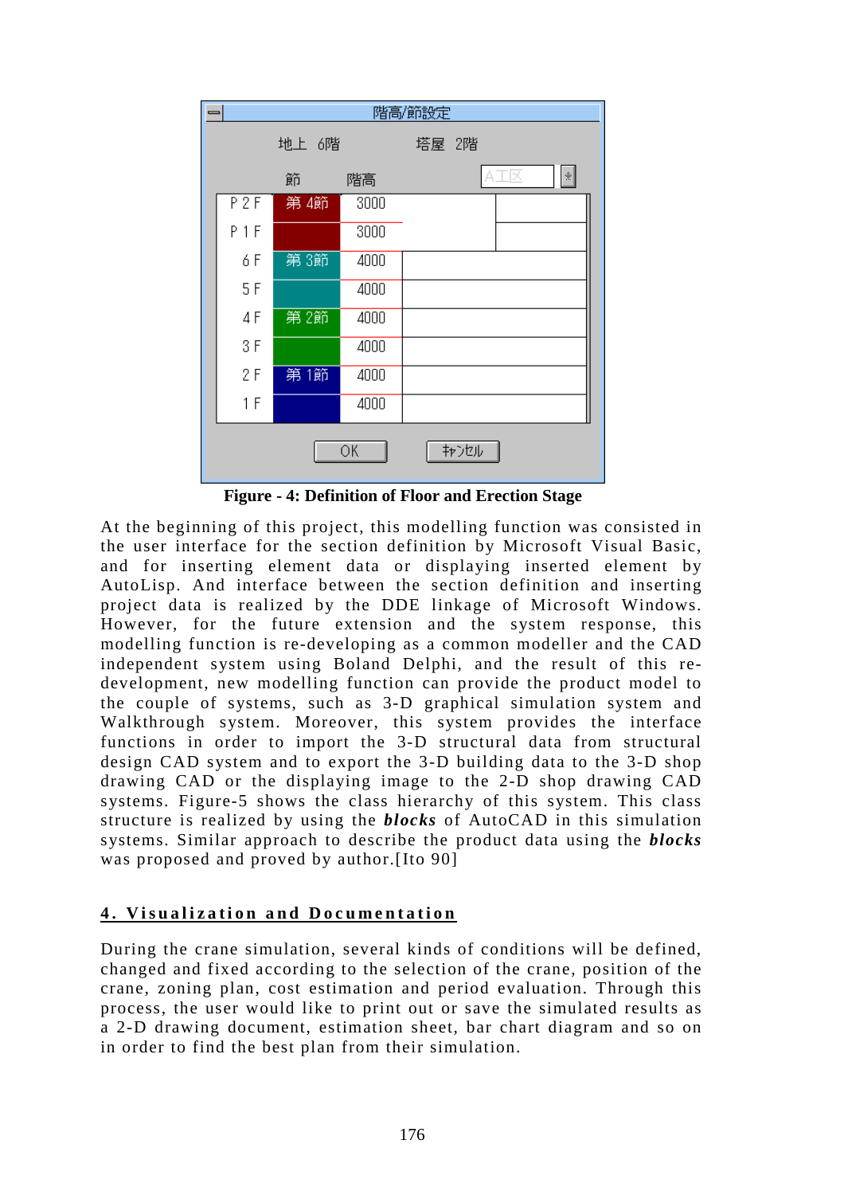階高/節設定

地上 6階　　塔屋 2階

A工区

| | 節 | 階高 |
|---|---|---|
| P2F | 第 4節 | 3000 |
| P1F | | 3000 |
| 6F | 第 3節 | 4000 |
| 5F | | 4000 |
| 4F | 第 2節 | 4000 |
| 3F | | 4000 |
| 2F | 第 1節 | 4000 |
| 1F | | 4000 |

OK　　キャンセル

**Figure - 4: Definition of Floor and Erection Stage**

At the beginning of this project, this modelling function was consisted in the user interface for the section definition by Microsoft Visual Basic, and for inserting element data or displaying inserted element by AutoLisp. And interface between the section definition and inserting project data is realized by the DDE linkage of Microsoft Windows. However, for the future extension and the system response, this modelling function is re-developing as a common modeller and the CAD independent system using Boland Delphi, and the result of this re-development, new modelling function can provide the product model to the couple of systems, such as 3-D graphical simulation system and Walkthrough system. Moreover, this system provides the interface functions in order to import the 3-D structural data from structural design CAD system and to export the 3-D building data to the 3-D shop drawing CAD or the displaying image to the 2-D shop drawing CAD systems. Figure-5 shows the class hierarchy of this system. This class structure is realized by using the ***blocks*** of AutoCAD in this simulation systems. Similar approach to describe the product data using the ***blocks*** was proposed and proved by author.[Ito 90]

## 4. Visualization and Documentation

During the crane simulation, several kinds of conditions will be defined, changed and fixed according to the selection of the crane, position of the crane, zoning plan, cost estimation and period evaluation. Through this process, the user would like to print out or save the simulated results as a 2-D drawing document, estimation sheet, bar chart diagram and so on in order to find the best plan from their simulation.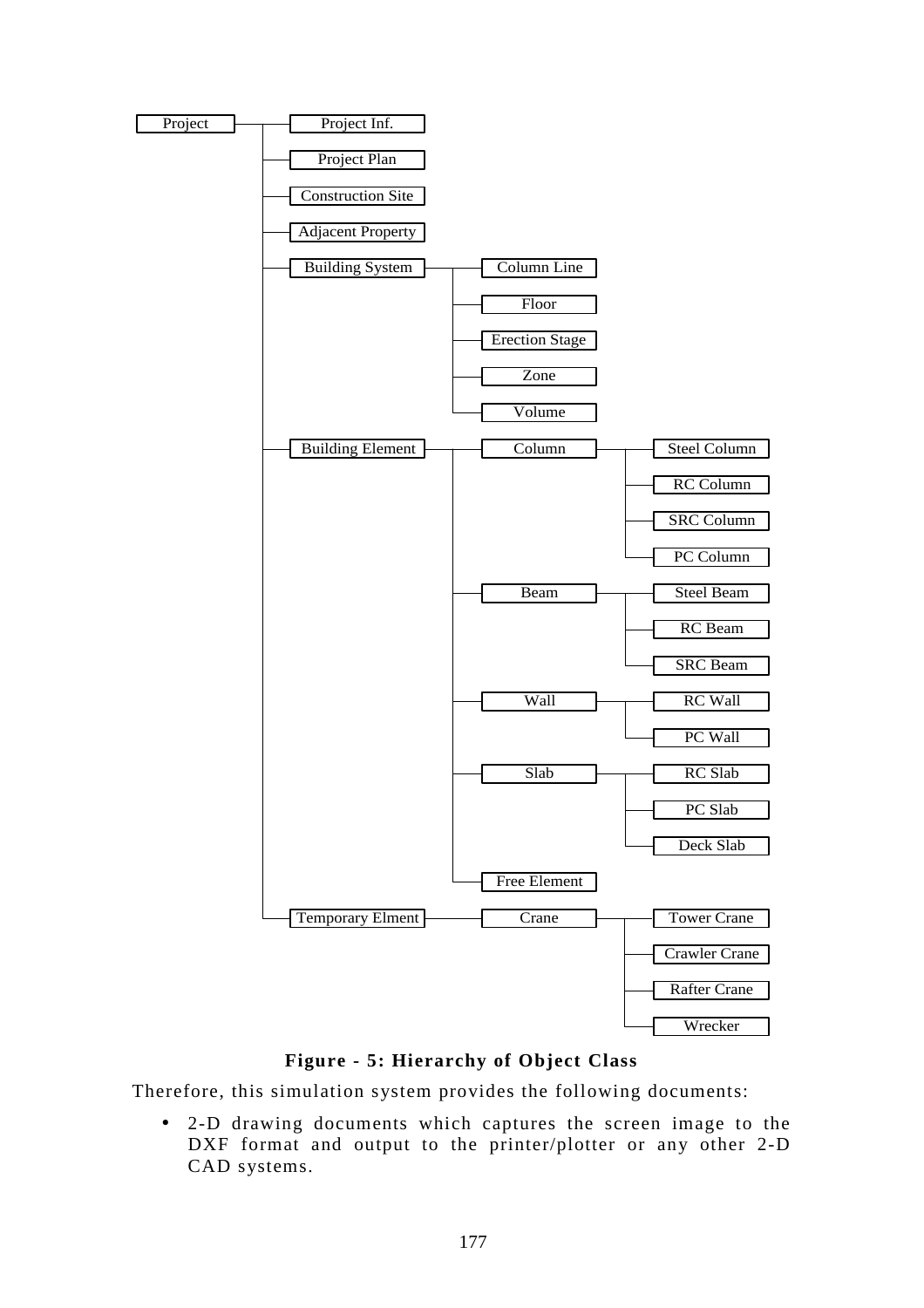Project

Project Inf.

Project Plan

Construction Site

Adjacent Property

Building System

Column Line

Floor

Erection Stage

Zone

Volume

Building Element

Column

Steel Column

RC Column

SRC Column

PC Column

Beam

Steel Beam

RC Beam

SRC Beam

Wall

RC Wall

PC Wall

Slab

RC Slab

PC Slab

Deck Slab

Free Element

Temporary Elment

Crane

Tower Crane

Crawler Crane

Rafter Crane

Wrecker

**Figure - 5: Hierarchy of Object Class**

Therefore, this simulation system provides the following documents:

- 2-D drawing documents which captures the screen image to the DXF format and output to the printer/plotter or any other 2-D CAD systems.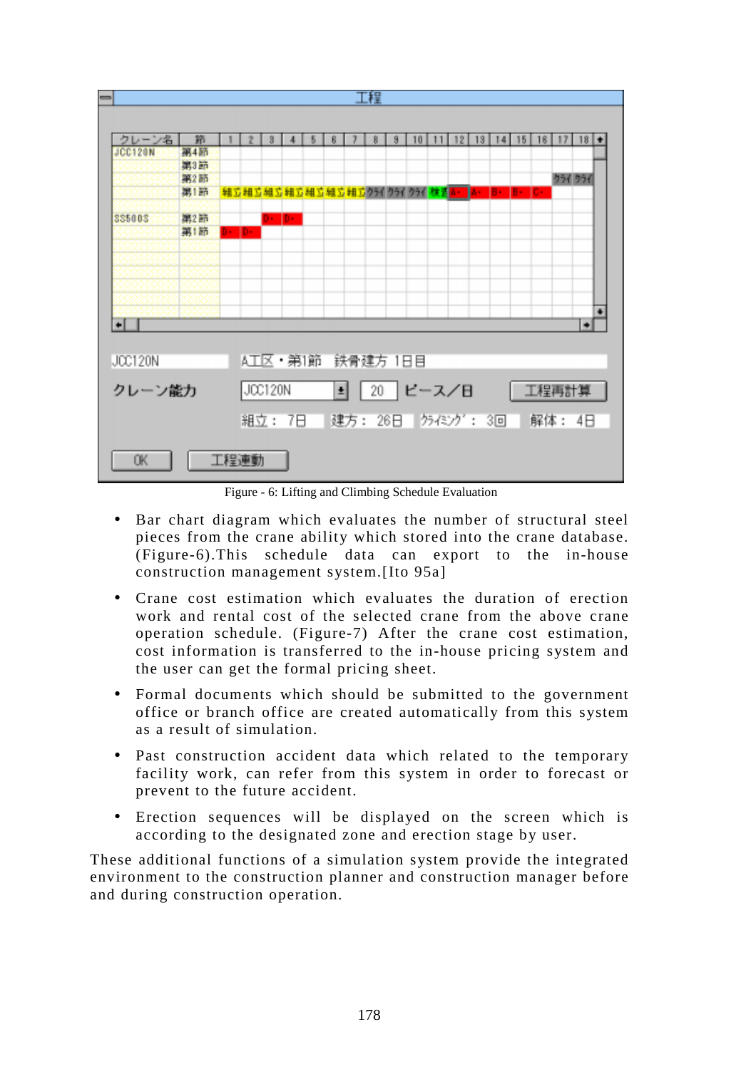Figure - 6: Lifting and Climbing Schedule Evaluation

- Bar chart diagram which evaluates the number of structural steel pieces from the crane ability which stored into the crane database. (Figure-6).This schedule data can export to the in-house construction management system.[Ito 95a]
- Crane cost estimation which evaluates the duration of erection work and rental cost of the selected crane from the above crane operation schedule. (Figure-7) After the crane cost estimation, cost information is transferred to the in-house pricing system and the user can get the formal pricing sheet.
- Formal documents which should be submitted to the government office or branch office are created automatically from this system as a result of simulation.
- Past construction accident data which related to the temporary facility work, can refer from this system in order to forecast or prevent to the future accident.
- Erection sequences will be displayed on the screen which is according to the designated zone and erection stage by user.

These additional functions of a simulation system provide the integrated environment to the construction planner and construction manager before and during construction operation.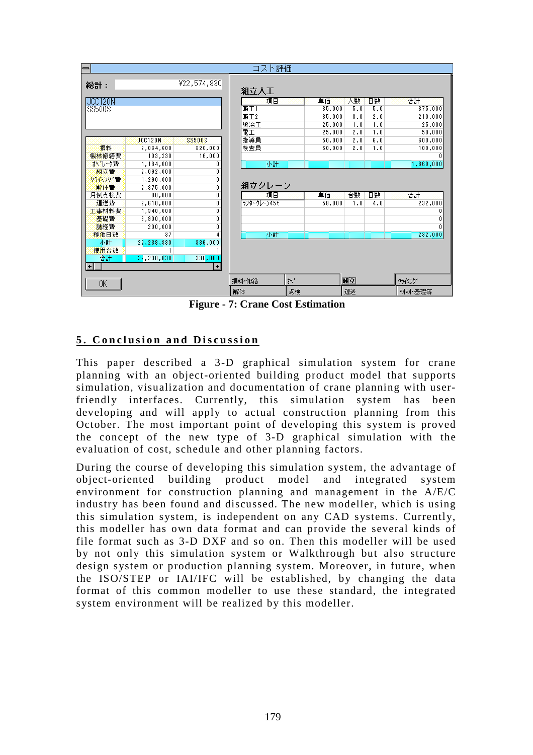コスト評価

総計： ¥22,574,830

JCC120N
SS500S

| | JCC120N | SS500S |
|---|---|---|
| 損料 | 2,064,600 | 320,000 |
| 機械修繕費 | 103,230 | 16,000 |
| ｵﾍﾟﾚｰﾀ費 | 1,184,000 | 0 |
| 組立費 | 2,092,000 | 0 |
| ｸﾗｲﾐﾝｸﾞ費 | 1,290,000 | 0 |
| 解体費 | 2,375,000 | 0 |
| 月例点検費 | 80,000 | 0 |
| 運送費 | 2,610,000 | 0 |
| 工事材料費 | 1,340,000 | 0 |
| 基礎費 | 8,900,000 | 0 |
| 諸経費 | 200,000 | 0 |
| 稼働日数 | 37 | 4 |
| 小計 | 22,238,830 | 336,000 |
| 使用台数 | 1 | 1 |
| 合計 | 22,238,830 | 336,000 |

OK

組立人工

| 項目 | 単価 | 人数 | 日数 | 合計 |
|---|---|---|---|---|
| 鳶工1 | 35,000 | 5.0 | 5.0 | 875,000 |
| 鳶工2 | 35,000 | 3.0 | 2.0 | 210,000 |
| 鍛冶工 | 25,000 | 1.0 | 1.0 | 25,000 |
| 電工 | 25,000 | 2.0 | 1.0 | 50,000 |
| 指導員 | 50,000 | 2.0 | 6.0 | 600,000 |
| 検査員 | 50,000 | 2.0 | 1.0 | 100,000 |
| | | | | 0 |
| 小計 | | | | 1,860,000 |

組立クレーン

| 項目 | 単価 | 台数 | 日数 | 合計 |
|---|---|---|---|---|
| ﾗﾌﾀｰｸﾚｰﾝ45t | 58,000 | 1.0 | 4.0 | 232,000 |
| | | | | 0 |
| | | | | 0 |
| | | | | 0 |
| 小計 | | | | 232,000 |

損料・修繕 | ｵﾍﾟ | 組立 | ｸﾗｲﾐﾝｸﾞ | 解体 | 点検 | 運送 | 材料・基礎等

**Figure - 7: Crane Cost Estimation**

## 5. Conclusion and Discussion

This paper described a 3-D graphical simulation system for crane planning with an object-oriented building product model that supports simulation, visualization and documentation of crane planning with user-friendly interfaces. Currently, this simulation system has been developing and will apply to actual construction planning from this October. The most important point of developing this system is proved the concept of the new type of 3-D graphical simulation with the evaluation of cost, schedule and other planning factors.

During the course of developing this simulation system, the advantage of object-oriented building product model and integrated system environment for construction planning and management in the A/E/C industry has been found and discussed. The new modeller, which is using this simulation system, is independent on any CAD systems. Currently, this modeller has own data format and can provide the several kinds of file format such as 3-D DXF and so on. Then this modeller will be used by not only this simulation system or Walkthrough but also structure design system or production planning system. Moreover, in future, when the ISO/STEP or IAI/IFC will be established, by changing the data format of this common modeller to use these standard, the integrated system environment will be realized by this modeller.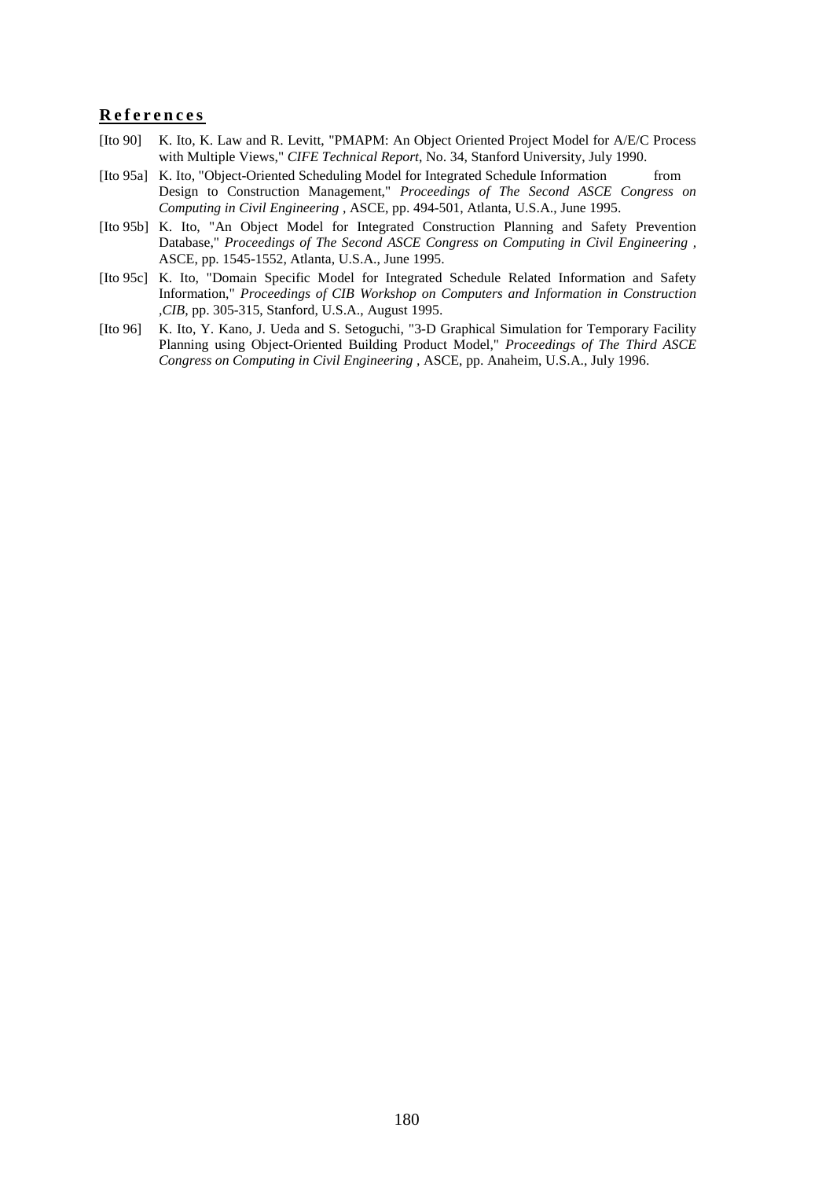## References

- [Ito 90] K. Ito, K. Law and R. Levitt, "PMAPM: An Object Oriented Project Model for A/E/C Process with Multiple Views," *CIFE Technical Report*, No. 34, Stanford University, July 1990.
- [Ito 95a] K. Ito, "Object-Oriented Scheduling Model for Integrated Schedule Information from Design to Construction Management," *Proceedings of The Second ASCE Congress on Computing in Civil Engineering* , ASCE, pp. 494-501, Atlanta, U.S.A., June 1995.
- [Ito 95b] K. Ito, "An Object Model for Integrated Construction Planning and Safety Prevention Database," *Proceedings of The Second ASCE Congress on Computing in Civil Engineering* , ASCE, pp. 1545-1552, Atlanta, U.S.A., June 1995.
- [Ito 95c] K. Ito, "Domain Specific Model for Integrated Schedule Related Information and Safety Information," *Proceedings of CIB Workshop on Computers and Information in Construction* ,*CIB*, pp. 305-315, Stanford, U.S.A., August 1995.
- [Ito 96] K. Ito, Y. Kano, J. Ueda and S. Setoguchi, "3-D Graphical Simulation for Temporary Facility Planning using Object-Oriented Building Product Model," *Proceedings of The Third ASCE Congress on Computing in Civil Engineering* , ASCE, pp. Anaheim, U.S.A., July 1996.